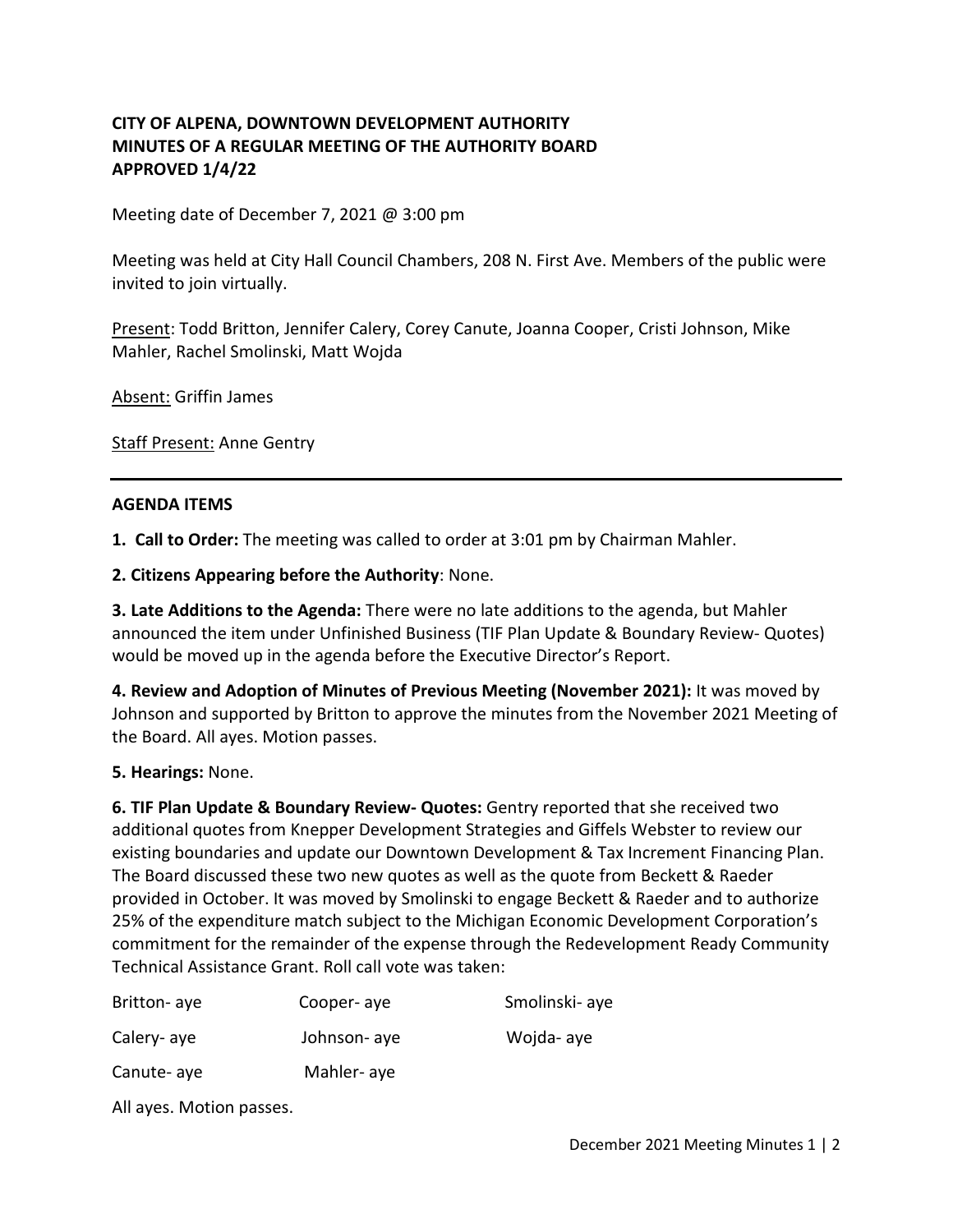**CITY OF ALPENA, DOWNTOWN DEVELOPMENT AUTHORITY**
**MINUTES OF A REGULAR MEETING OF THE AUTHORITY BOARD**
**APPROVED 1/4/22**

Meeting date of December 7, 2021 @ 3:00 pm

Meeting was held at City Hall Council Chambers, 208 N. First Ave. Members of the public were invited to join virtually.

Present: Todd Britton, Jennifer Calery, Corey Canute, Joanna Cooper, Cristi Johnson, Mike Mahler, Rachel Smolinski, Matt Wojda

Absent: Griffin James

Staff Present: Anne Gentry

---

**AGENDA ITEMS**

**1. Call to Order:** The meeting was called to order at 3:01 pm by Chairman Mahler.

**2. Citizens Appearing before the Authority**: None.

**3. Late Additions to the Agenda:** There were no late additions to the agenda, but Mahler announced the item under Unfinished Business (TIF Plan Update & Boundary Review- Quotes) would be moved up in the agenda before the Executive Director's Report.

**4. Review and Adoption of Minutes of Previous Meeting (November 2021):** It was moved by Johnson and supported by Britton to approve the minutes from the November 2021 Meeting of the Board. All ayes. Motion passes.

**5. Hearings:** None.

**6. TIF Plan Update & Boundary Review- Quotes:** Gentry reported that she received two additional quotes from Knepper Development Strategies and Giffels Webster to review our existing boundaries and update our Downtown Development & Tax Increment Financing Plan. The Board discussed these two new quotes as well as the quote from Beckett & Raeder provided in October. It was moved by Smolinski to engage Beckett & Raeder and to authorize 25% of the expenditure match subject to the Michigan Economic Development Corporation's commitment for the remainder of the expense through the Redevelopment Ready Community Technical Assistance Grant. Roll call vote was taken:

| | | |
|---|---|---|
| Britton- aye | Cooper- aye | Smolinski- aye |
| Calery- aye | Johnson- aye | Wojda- aye |
| Canute- aye | Mahler- aye | |

All ayes. Motion passes.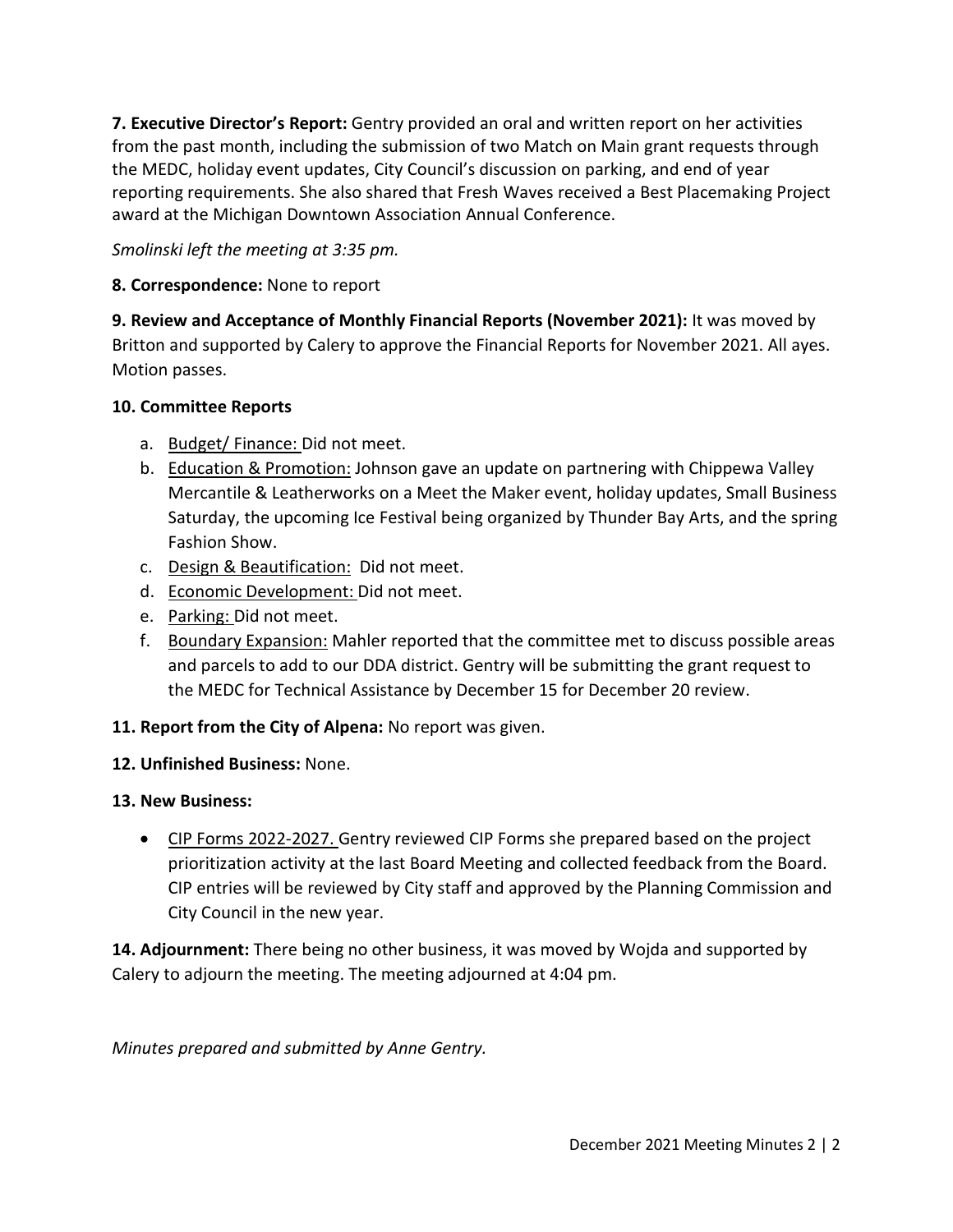**7. Executive Director's Report:** Gentry provided an oral and written report on her activities from the past month, including the submission of two Match on Main grant requests through the MEDC, holiday event updates, City Council's discussion on parking, and end of year reporting requirements. She also shared that Fresh Waves received a Best Placemaking Project award at the Michigan Downtown Association Annual Conference.

*Smolinski left the meeting at 3:35 pm.*

**8. Correspondence:** None to report

**9. Review and Acceptance of Monthly Financial Reports (November 2021):** It was moved by Britton and supported by Calery to approve the Financial Reports for November 2021. All ayes. Motion passes.

**10. Committee Reports**

a. Budget/ Finance: Did not meet.
b. Education & Promotion: Johnson gave an update on partnering with Chippewa Valley Mercantile & Leatherworks on a Meet the Maker event, holiday updates, Small Business Saturday, the upcoming Ice Festival being organized by Thunder Bay Arts, and the spring Fashion Show.
c. Design & Beautification: Did not meet.
d. Economic Development: Did not meet.
e. Parking: Did not meet.
f. Boundary Expansion: Mahler reported that the committee met to discuss possible areas and parcels to add to our DDA district. Gentry will be submitting the grant request to the MEDC for Technical Assistance by December 15 for December 20 review.

**11. Report from the City of Alpena:** No report was given.

**12. Unfinished Business:** None.

**13. New Business:**

- CIP Forms 2022-2027. Gentry reviewed CIP Forms she prepared based on the project prioritization activity at the last Board Meeting and collected feedback from the Board. CIP entries will be reviewed by City staff and approved by the Planning Commission and City Council in the new year.

**14. Adjournment:** There being no other business, it was moved by Wojda and supported by Calery to adjourn the meeting. The meeting adjourned at 4:04 pm.

*Minutes prepared and submitted by Anne Gentry.*